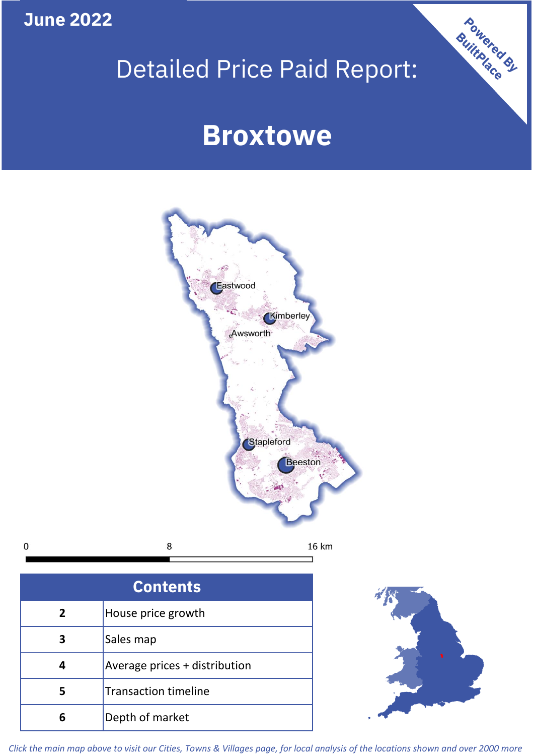June 2022

# Detailed Price Paid Report:

# Broxtowe

Powered By BuiltPlace

Eastwood

Kimberley

Awsworth

Stapleford

Beeston

0 8 16 km

| Contents | |
|---|---|
| 2 | House price growth |
| 3 | Sales map |
| 4 | Average prices + distribution |
| 5 | Transaction timeline |
| 6 | Depth of market |

*Click the main map above to visit our Cities, Towns & Villages page, for local analysis of the locations shown and over 2000 more*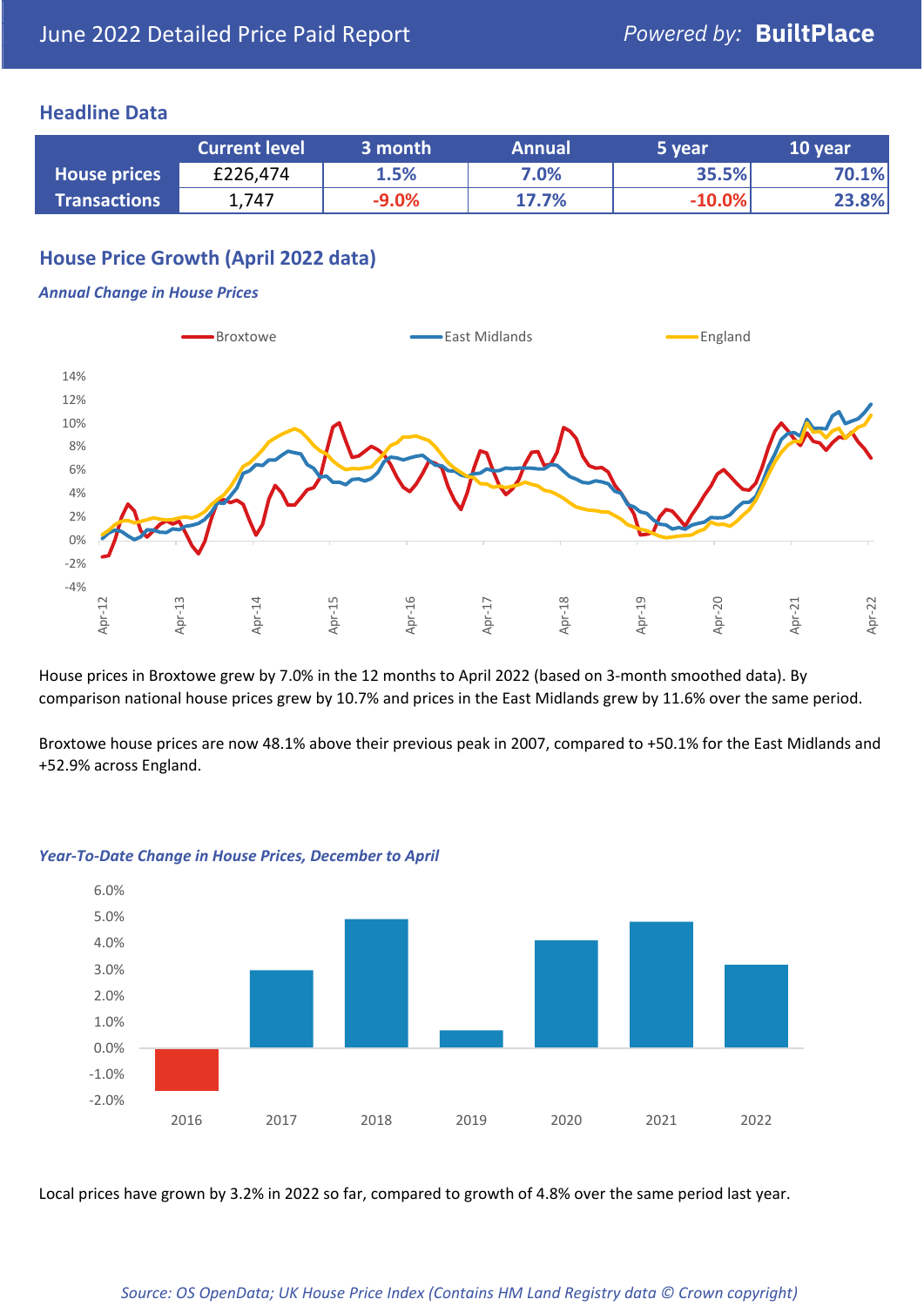# June 2022 Detailed Price Paid Report

Powered by: **BuiltPlace**

## Headline Data

| | Current level | 3 month | Annual | 5 year | 10 year |
|---|---|---|---|---|---|
| **House prices** | £226,474 | 1.5% | 7.0% | 35.5% | 70.1% |
| **Transactions** | 1,747 | -9.0% | 17.7% | -10.0% | 23.8% |

## House Price Growth (April 2022 data)

*Annual Change in House Prices*

House prices in Broxtowe grew by 7.0% in the 12 months to April 2022 (based on 3-month smoothed data). By comparison national house prices grew by 10.7% and prices in the East Midlands grew by 11.6% over the same period.

Broxtowe house prices are now 48.1% above their previous peak in 2007, compared to +50.1% for the East Midlands and +52.9% across England.

*Year-To-Date Change in House Prices, December to April*

Local prices have grown by 3.2% in 2022 so far, compared to growth of 4.8% over the same period last year.

*Source: OS OpenData; UK House Price Index (Contains HM Land Registry data © Crown copyright)*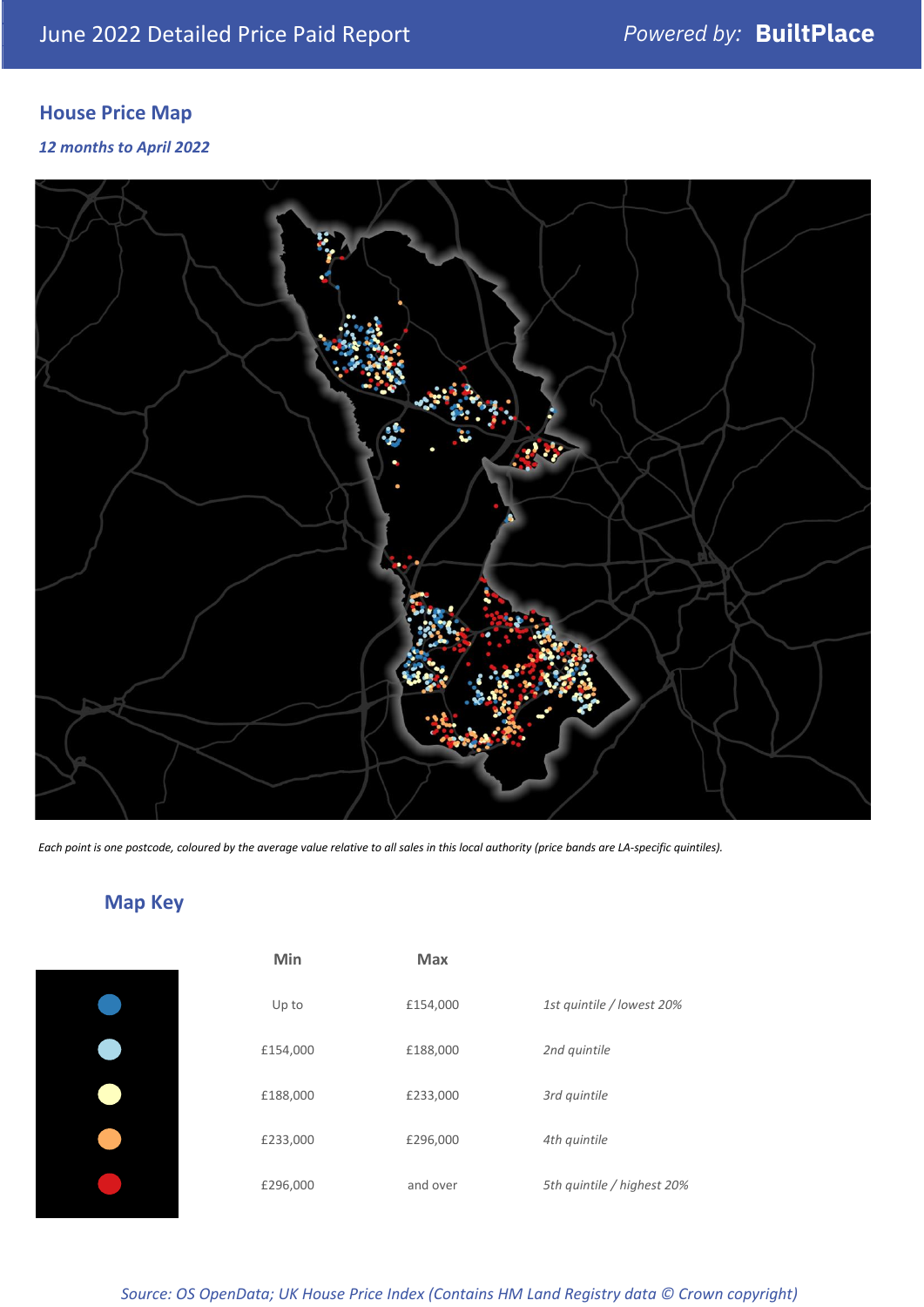June 2022 Detailed Price Paid Report

Powered by: **BuiltPlace**

## House Price Map

*12 months to April 2022*

*Each point is one postcode, coloured by the average value relative to all sales in this local authority (price bands are LA-specific quintiles).*

## Map Key

| | Min | Max | |
|---|---|---|---|
| ● (dark blue) | Up to | £154,000 | *1st quintile / lowest 20%* |
| ● (light blue) | £154,000 | £188,000 | *2nd quintile* |
| ● (pale yellow) | £188,000 | £233,000 | *3rd quintile* |
| ● (orange) | £233,000 | £296,000 | *4th quintile* |
| ● (red) | £296,000 | and over | *5th quintile / highest 20%* |

*Source: OS OpenData; UK House Price Index (Contains HM Land Registry data © Crown copyright)*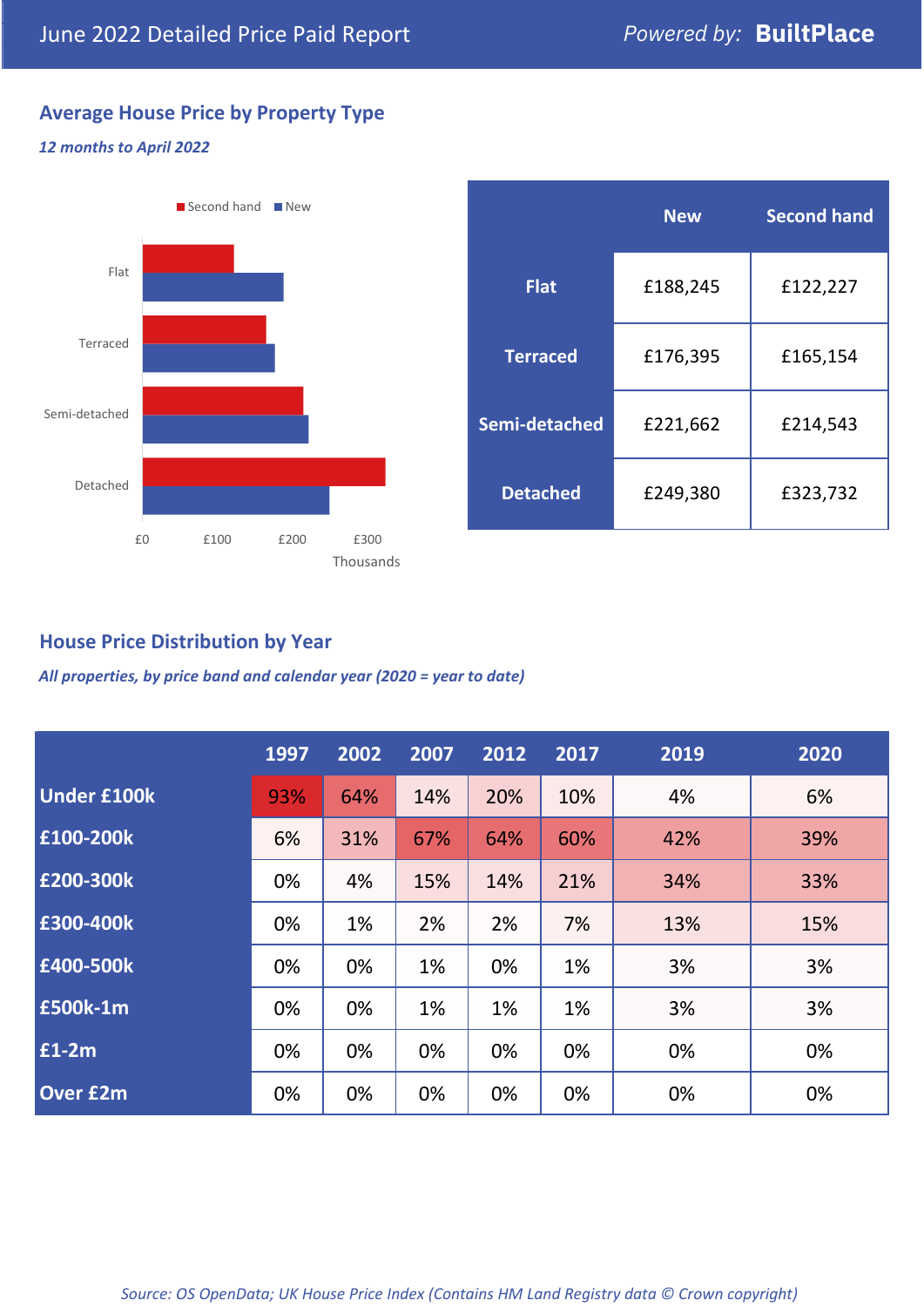# June 2022 Detailed Price Paid Report

*Powered by:* **BuiltPlace**

## Average House Price by Property Type

***12 months to April 2022***

|  | New | Second hand |
|---|---|---|
| **Flat** | £188,245 | £122,227 |
| **Terraced** | £176,395 | £165,154 |
| **Semi-detached** | £221,662 | £214,543 |
| **Detached** | £249,380 | £323,732 |

## House Price Distribution by Year

***All properties, by price band and calendar year (2020 = year to date)***

|  | 1997 | 2002 | 2007 | 2012 | 2017 | 2019 | 2020 |
|---|---|---|---|---|---|---|---|
| **Under £100k** | 93% | 64% | 14% | 20% | 10% | 4% | 6% |
| **£100-200k** | 6% | 31% | 67% | 64% | 60% | 42% | 39% |
| **£200-300k** | 0% | 4% | 15% | 14% | 21% | 34% | 33% |
| **£300-400k** | 0% | 1% | 2% | 2% | 7% | 13% | 15% |
| **£400-500k** | 0% | 0% | 1% | 0% | 1% | 3% | 3% |
| **£500k-1m** | 0% | 0% | 1% | 1% | 1% | 3% | 3% |
| **£1-2m** | 0% | 0% | 0% | 0% | 0% | 0% | 0% |
| **Over £2m** | 0% | 0% | 0% | 0% | 0% | 0% | 0% |

*Source: OS OpenData; UK House Price Index (Contains HM Land Registry data © Crown copyright)*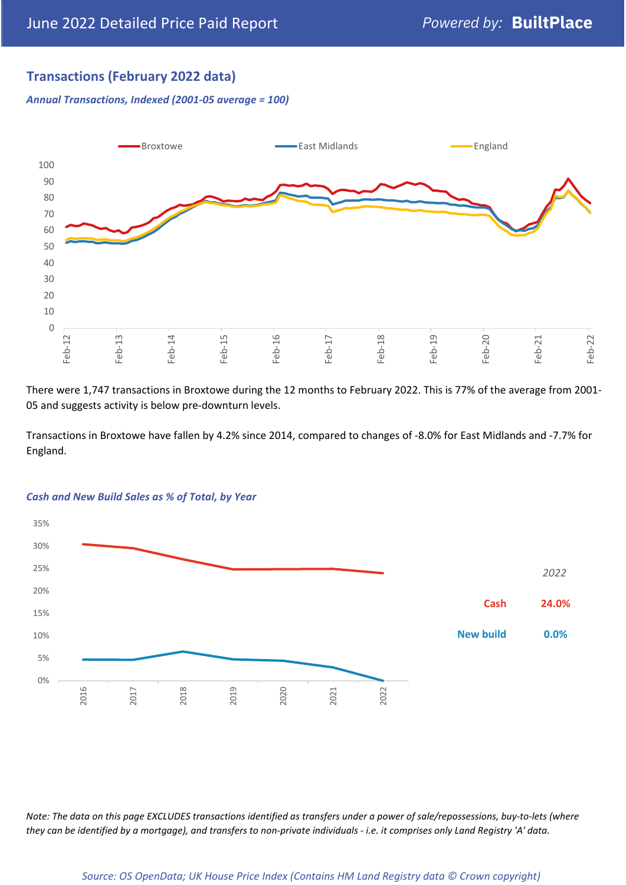## Transactions (February 2022 data)

*Annual Transactions, Indexed (2001-05 average = 100)*

There were 1,747 transactions in Broxtowe during the 12 months to February 2022. This is 77% of the average from 2001-05 and suggests activity is below pre-downturn levels.

Transactions in Broxtowe have fallen by 4.2% since 2014, compared to changes of -8.0% for East Midlands and -7.7% for England.

*Cash and New Build Sales as % of Total, by Year*

| | 2022 |
|---|---|
| Cash | 24.0% |
| New build | 0.0% |

*Note: The data on this page EXCLUDES transactions identified as transfers under a power of sale/repossessions, buy-to-lets (where they can be identified by a mortgage), and transfers to non-private individuals - i.e. it comprises only Land Registry 'A' data.*

*Source: OS OpenData; UK House Price Index (Contains HM Land Registry data © Crown copyright)*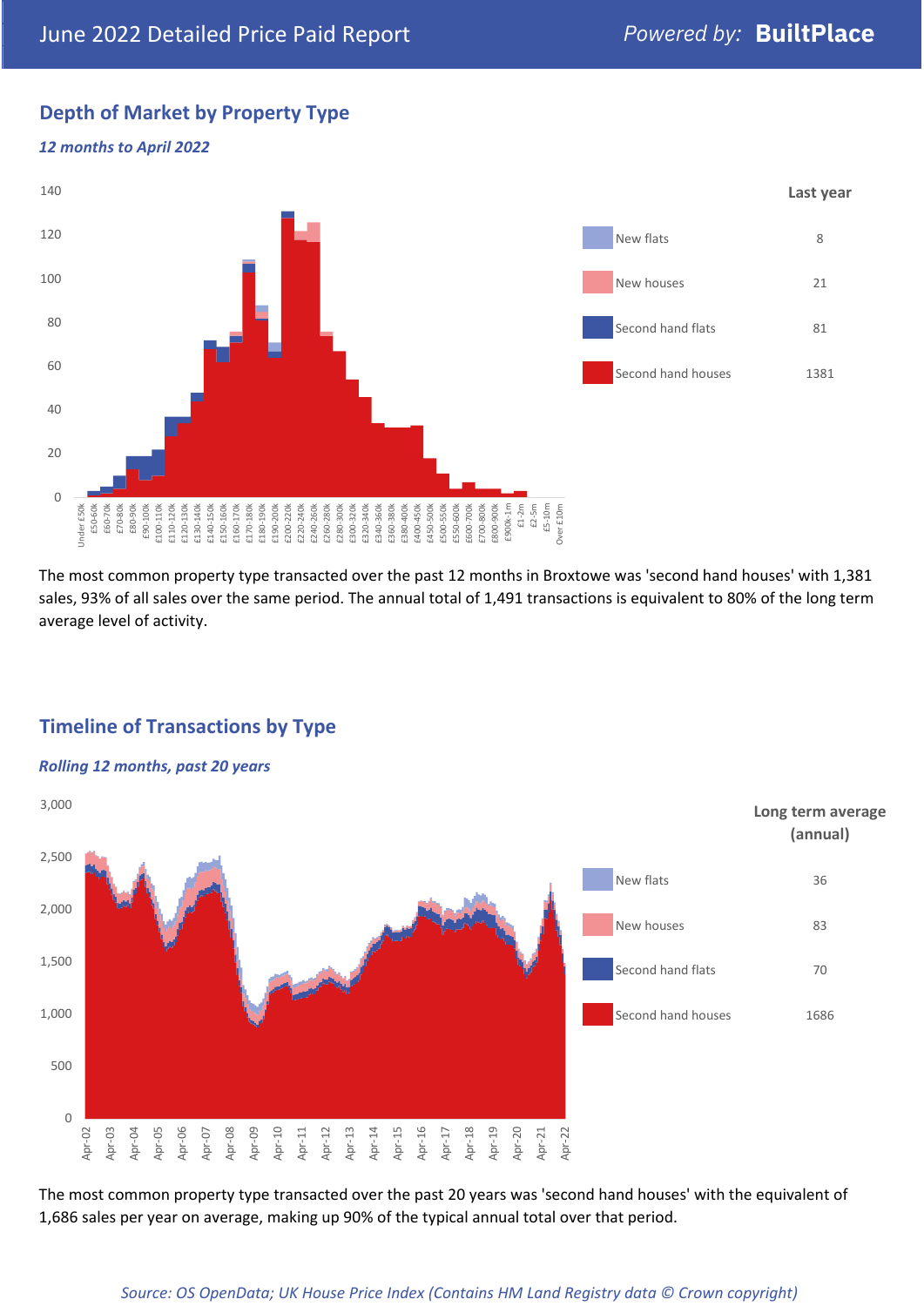June 2022 Detailed Price Paid Report

Powered by: **BuiltPlace**

## Depth of Market by Property Type

*12 months to April 2022*

140
120
100
80
60
40
20
0

Under £50k, £50-60k, £60-70k, £70-80k, £80-90k, £90-100k, £100-110k, £110-120k, £120-130k, £130-140k, £140-150k, £150-160k, £160-170k, £170-180k, £180-190k, £190-200k, £200-220k, £220-240k, £240-260k, £260-280k, £280-300k, £300-320k, £320-340k, £340-360k, £360-380k, £380-400k, £400-450k, £450-500k, £500-550k, £550-600k, £600-700k, £700-800k, £800-900k, £900k-1m, £1-2m, £2-5m, £5-10m, Over £10m

**Last year**

New flats 8
New houses 21
Second hand flats 81
Second hand houses 1381

The most common property type transacted over the past 12 months in Broxtowe was 'second hand houses' with 1,381 sales, 93% of all sales over the same period. The annual total of 1,491 transactions is equivalent to 80% of the long term average level of activity.

## Timeline of Transactions by Type

*Rolling 12 months, past 20 years*

3,000
2,500
2,000
1,500
1,000
500
0

Apr-02, Apr-03, Apr-04, Apr-05, Apr-06, Apr-07, Apr-08, Apr-09, Apr-10, Apr-11, Apr-12, Apr-13, Apr-14, Apr-15, Apr-16, Apr-17, Apr-18, Apr-19, Apr-20, Apr-21, Apr-22

**Long term average (annual)**

New flats 36
New houses 83
Second hand flats 70
Second hand houses 1686

The most common property type transacted over the past 20 years was 'second hand houses' with the equivalent of 1,686 sales per year on average, making up 90% of the typical annual total over that period.

*Source: OS OpenData; UK House Price Index (Contains HM Land Registry data © Crown copyright)*